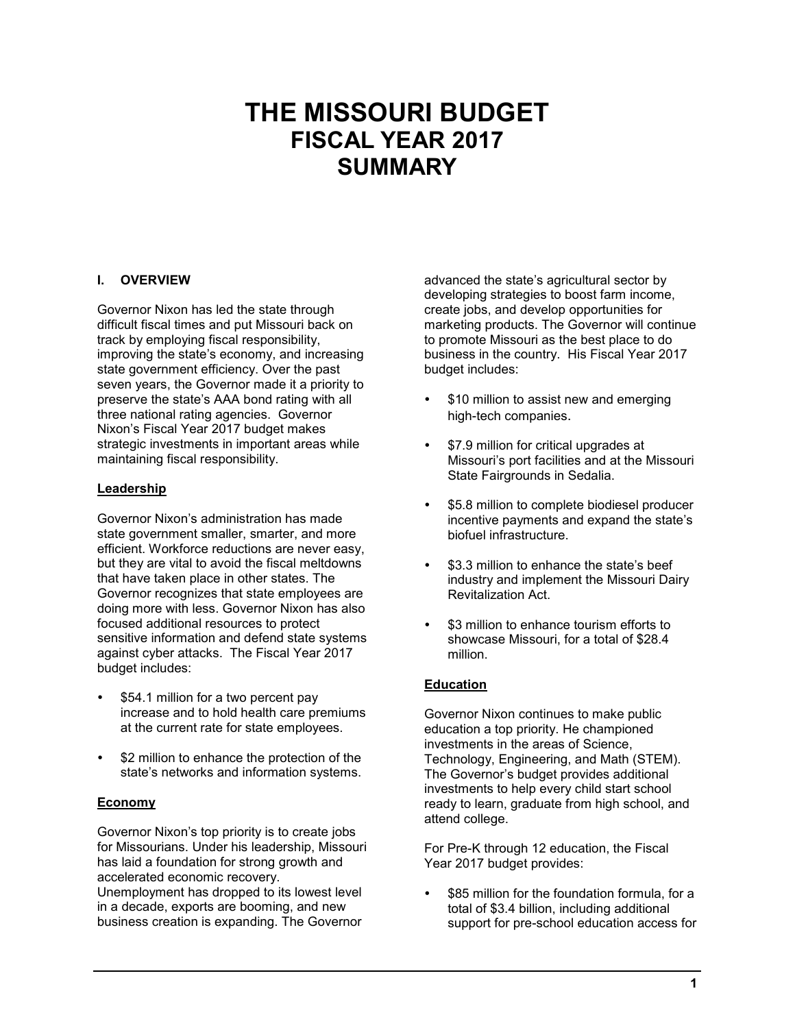# THE MISSOURI BUDGET
## FISCAL YEAR 2017
## SUMMARY

### I. OVERVIEW

Governor Nixon has led the state through difficult fiscal times and put Missouri back on track by employing fiscal responsibility, improving the state's economy, and increasing state government efficiency. Over the past seven years, the Governor made it a priority to preserve the state's AAA bond rating with all three national rating agencies. Governor Nixon's Fiscal Year 2017 budget makes strategic investments in important areas while maintaining fiscal responsibility.

**Leadership**

Governor Nixon's administration has made state government smaller, smarter, and more efficient. Workforce reductions are never easy, but they are vital to avoid the fiscal meltdowns that have taken place in other states. The Governor recognizes that state employees are doing more with less. Governor Nixon has also focused additional resources to protect sensitive information and defend state systems against cyber attacks. The Fiscal Year 2017 budget includes:

- $54.1 million for a two percent pay increase and to hold health care premiums at the current rate for state employees.
- $2 million to enhance the protection of the state's networks and information systems.

**Economy**

Governor Nixon's top priority is to create jobs for Missourians. Under his leadership, Missouri has laid a foundation for strong growth and accelerated economic recovery. Unemployment has dropped to its lowest level in a decade, exports are booming, and new business creation is expanding. The Governor advanced the state's agricultural sector by developing strategies to boost farm income, create jobs, and develop opportunities for marketing products. The Governor will continue to promote Missouri as the best place to do business in the country. His Fiscal Year 2017 budget includes:

- $10 million to assist new and emerging high-tech companies.
- $7.9 million for critical upgrades at Missouri's port facilities and at the Missouri State Fairgrounds in Sedalia.
- $5.8 million to complete biodiesel producer incentive payments and expand the state's biofuel infrastructure.
- $3.3 million to enhance the state's beef industry and implement the Missouri Dairy Revitalization Act.
- $3 million to enhance tourism efforts to showcase Missouri, for a total of $28.4 million.

**Education**

Governor Nixon continues to make public education a top priority. He championed investments in the areas of Science, Technology, Engineering, and Math (STEM). The Governor's budget provides additional investments to help every child start school ready to learn, graduate from high school, and attend college.

For Pre-K through 12 education, the Fiscal Year 2017 budget provides:

- $85 million for the foundation formula, for a total of $3.4 billion, including additional support for pre-school education access for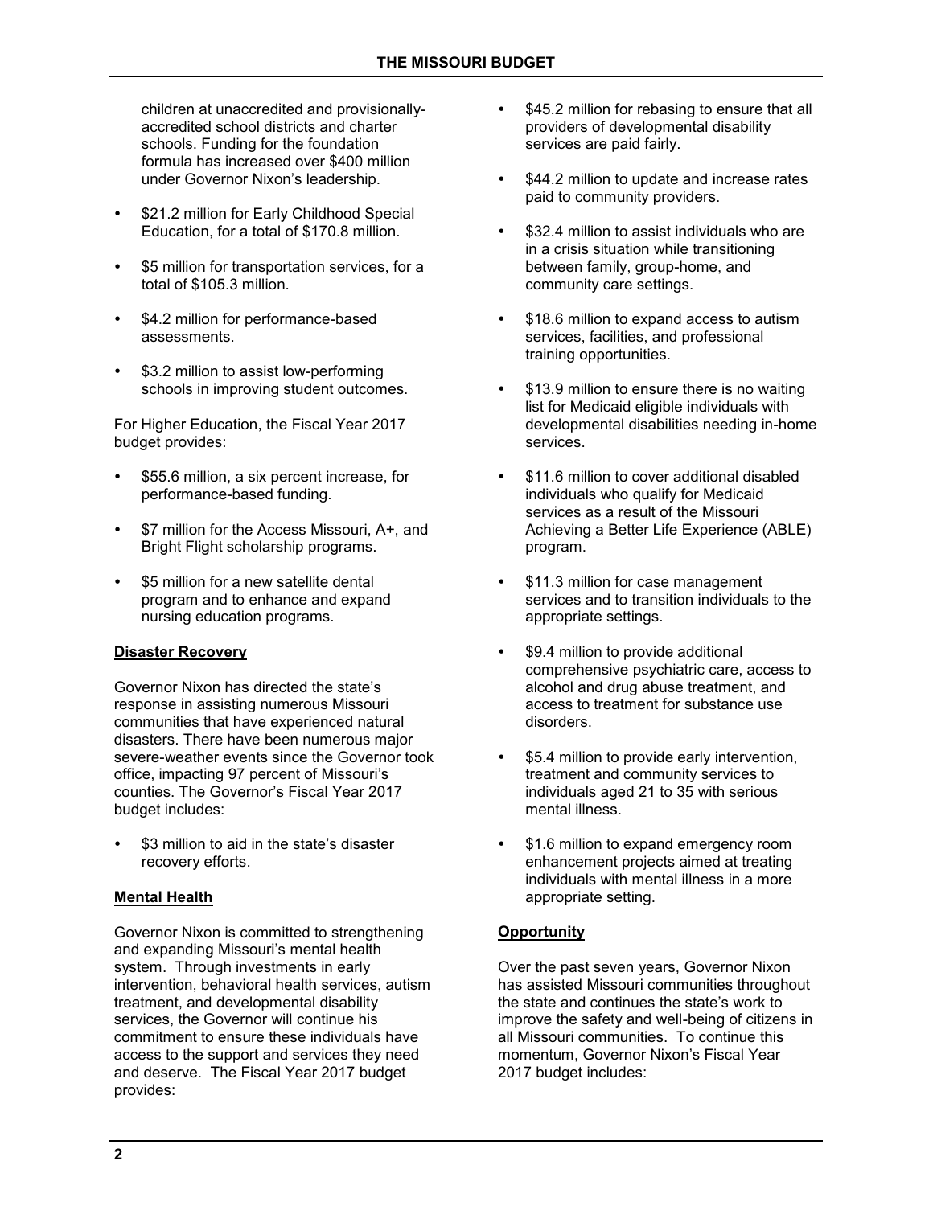children at unaccredited and provisionally-accredited school districts and charter schools. Funding for the foundation formula has increased over $400 million under Governor Nixon's leadership.

- $21.2 million for Early Childhood Special Education, for a total of $170.8 million.
- $5 million for transportation services, for a total of $105.3 million.
- $4.2 million for performance-based assessments.
- $3.2 million to assist low-performing schools in improving student outcomes.

For Higher Education, the Fiscal Year 2017 budget provides:

- $55.6 million, a six percent increase, for performance-based funding.
- $7 million for the Access Missouri, A+, and Bright Flight scholarship programs.
- $5 million for a new satellite dental program and to enhance and expand nursing education programs.

**Disaster Recovery**

Governor Nixon has directed the state's response in assisting numerous Missouri communities that have experienced natural disasters. There have been numerous major severe-weather events since the Governor took office, impacting 97 percent of Missouri's counties. The Governor's Fiscal Year 2017 budget includes:

- $3 million to aid in the state's disaster recovery efforts.

**Mental Health**

Governor Nixon is committed to strengthening and expanding Missouri's mental health system. Through investments in early intervention, behavioral health services, autism treatment, and developmental disability services, the Governor will continue his commitment to ensure these individuals have access to the support and services they need and deserve. The Fiscal Year 2017 budget provides:

- $45.2 million for rebasing to ensure that all providers of developmental disability services are paid fairly.
- $44.2 million to update and increase rates paid to community providers.
- $32.4 million to assist individuals who are in a crisis situation while transitioning between family, group-home, and community care settings.
- $18.6 million to expand access to autism services, facilities, and professional training opportunities.
- $13.9 million to ensure there is no waiting list for Medicaid eligible individuals with developmental disabilities needing in-home services.
- $11.6 million to cover additional disabled individuals who qualify for Medicaid services as a result of the Missouri Achieving a Better Life Experience (ABLE) program.
- $11.3 million for case management services and to transition individuals to the appropriate settings.
- $9.4 million to provide additional comprehensive psychiatric care, access to alcohol and drug abuse treatment, and access to treatment for substance use disorders.
- $5.4 million to provide early intervention, treatment and community services to individuals aged 21 to 35 with serious mental illness.
- $1.6 million to expand emergency room enhancement projects aimed at treating individuals with mental illness in a more appropriate setting.

**Opportunity**

Over the past seven years, Governor Nixon has assisted Missouri communities throughout the state and continues the state's work to improve the safety and well-being of citizens in all Missouri communities. To continue this momentum, Governor Nixon's Fiscal Year 2017 budget includes: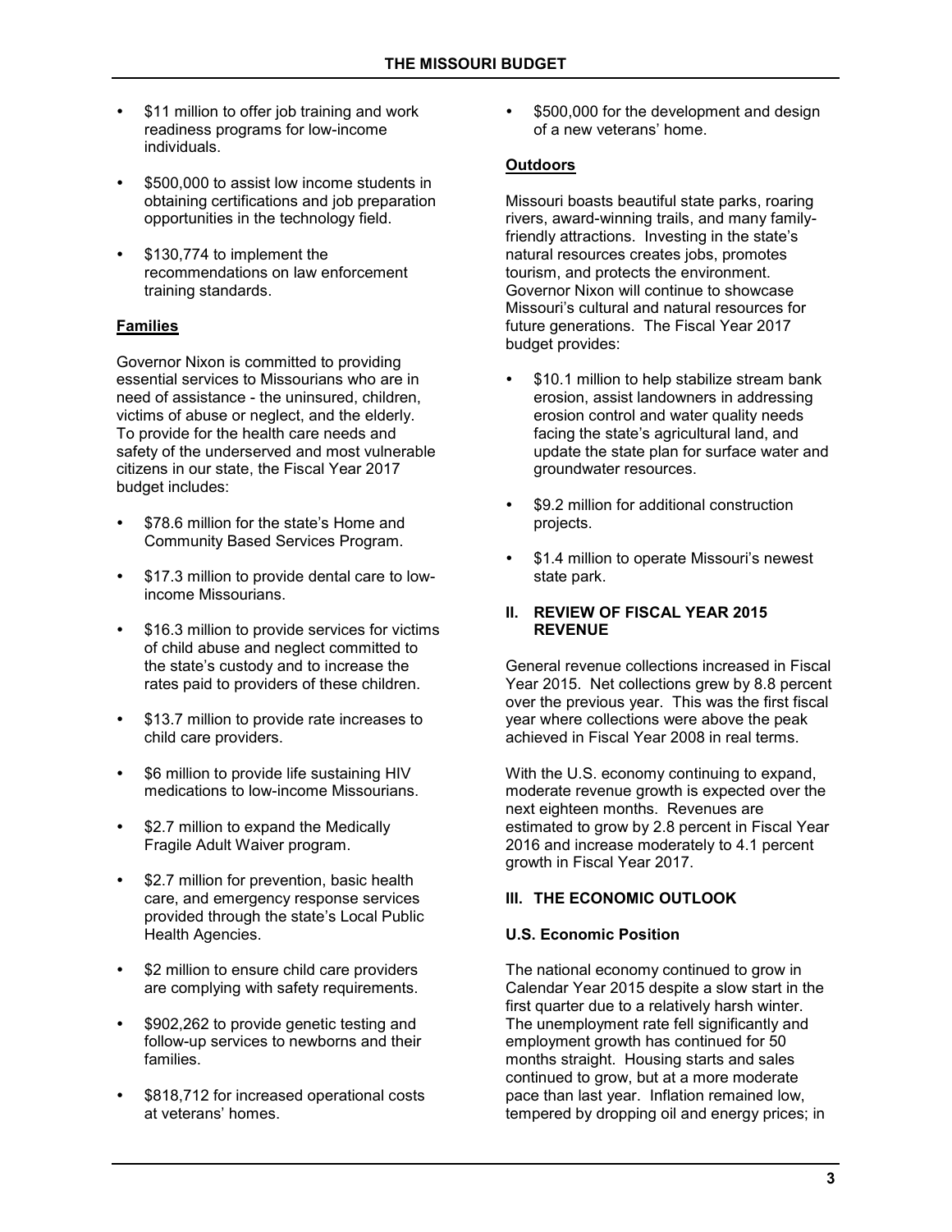- $11 million to offer job training and work readiness programs for low-income individuals.
- $500,000 to assist low income students in obtaining certifications and job preparation opportunities in the technology field.
- $130,774 to implement the recommendations on law enforcement training standards.

**Families**

Governor Nixon is committed to providing essential services to Missourians who are in need of assistance - the uninsured, children, victims of abuse or neglect, and the elderly. To provide for the health care needs and safety of the underserved and most vulnerable citizens in our state, the Fiscal Year 2017 budget includes:

- $78.6 million for the state's Home and Community Based Services Program.
- $17.3 million to provide dental care to low-income Missourians.
- $16.3 million to provide services for victims of child abuse and neglect committed to the state's custody and to increase the rates paid to providers of these children.
- $13.7 million to provide rate increases to child care providers.
- $6 million to provide life sustaining HIV medications to low-income Missourians.
- $2.7 million to expand the Medically Fragile Adult Waiver program.
- $2.7 million for prevention, basic health care, and emergency response services provided through the state's Local Public Health Agencies.
- $2 million to ensure child care providers are complying with safety requirements.
- $902,262 to provide genetic testing and follow-up services to newborns and their families.
- $818,712 for increased operational costs at veterans' homes.
- $500,000 for the development and design of a new veterans' home.

**Outdoors**

Missouri boasts beautiful state parks, roaring rivers, award-winning trails, and many family-friendly attractions. Investing in the state's natural resources creates jobs, promotes tourism, and protects the environment. Governor Nixon will continue to showcase Missouri's cultural and natural resources for future generations. The Fiscal Year 2017 budget provides:

- $10.1 million to help stabilize stream bank erosion, assist landowners in addressing erosion control and water quality needs facing the state's agricultural land, and update the state plan for surface water and groundwater resources.
- $9.2 million for additional construction projects.
- $1.4 million to operate Missouri's newest state park.

## II. REVIEW OF FISCAL YEAR 2015 REVENUE

General revenue collections increased in Fiscal Year 2015. Net collections grew by 8.8 percent over the previous year. This was the first fiscal year where collections were above the peak achieved in Fiscal Year 2008 in real terms.

With the U.S. economy continuing to expand, moderate revenue growth is expected over the next eighteen months. Revenues are estimated to grow by 2.8 percent in Fiscal Year 2016 and increase moderately to 4.1 percent growth in Fiscal Year 2017.

## III. THE ECONOMIC OUTLOOK

### U.S. Economic Position

The national economy continued to grow in Calendar Year 2015 despite a slow start in the first quarter due to a relatively harsh winter. The unemployment rate fell significantly and employment growth has continued for 50 months straight. Housing starts and sales continued to grow, but at a more moderate pace than last year. Inflation remained low, tempered by dropping oil and energy prices; in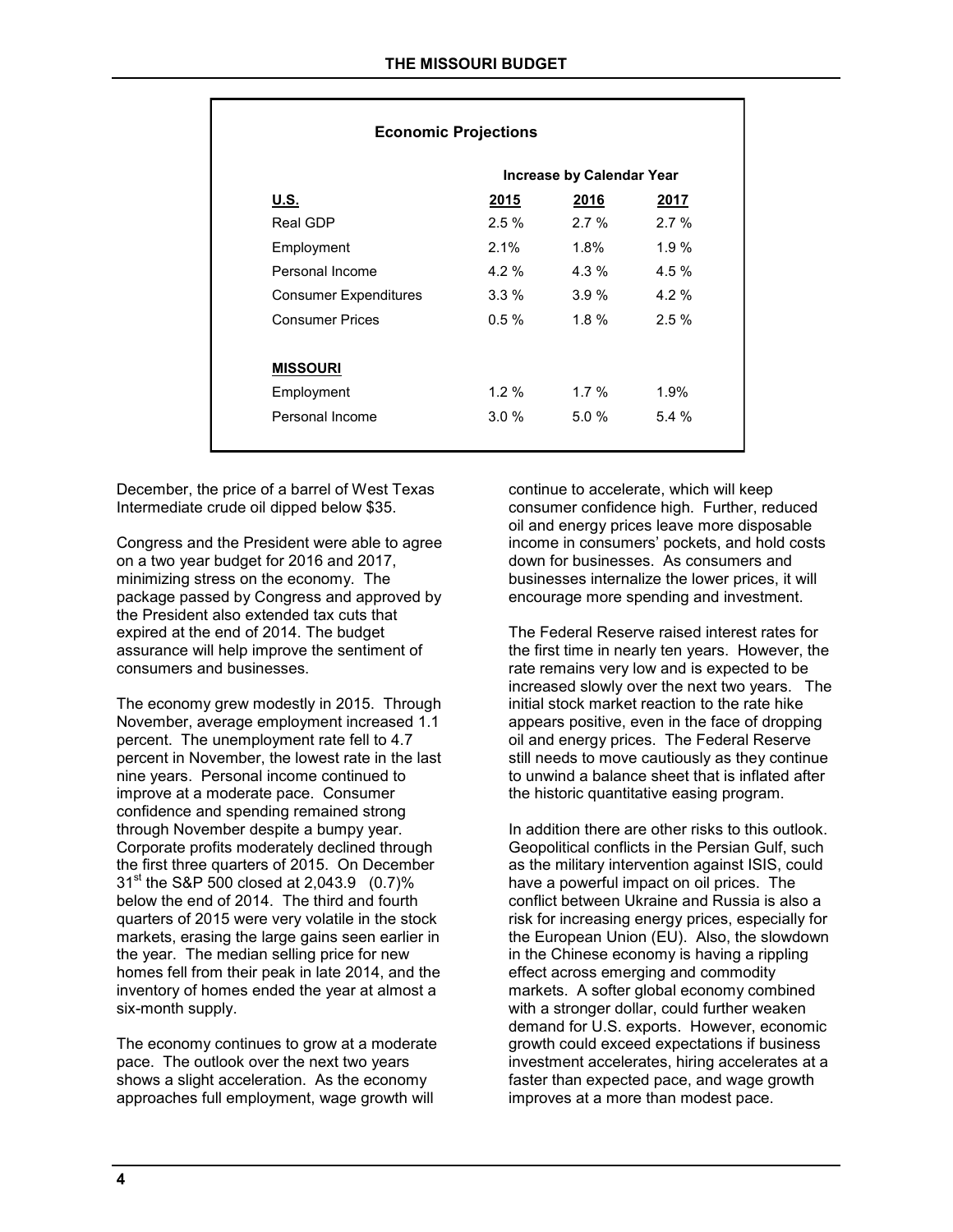**Economic Projections**

| | Increase by Calendar Year | | |
|---|---|---|---|
| **U.S.** | **2015** | **2016** | **2017** |
| Real GDP | 2.5 % | 2.7 % | 2.7 % |
| Employment | 2.1% | 1.8% | 1.9 % |
| Personal Income | 4.2 % | 4.3 % | 4.5 % |
| Consumer Expenditures | 3.3 % | 3.9 % | 4.2 % |
| Consumer Prices | 0.5 % | 1.8 % | 2.5 % |
| | | | |
| **MISSOURI** | | | |
| Employment | 1.2 % | 1.7 % | 1.9% |
| Personal Income | 3.0 % | 5.0 % | 5.4 % |

December, the price of a barrel of West Texas Intermediate crude oil dipped below $35.

Congress and the President were able to agree on a two year budget for 2016 and 2017, minimizing stress on the economy. The package passed by Congress and approved by the President also extended tax cuts that expired at the end of 2014. The budget assurance will help improve the sentiment of consumers and businesses.

The economy grew modestly in 2015. Through November, average employment increased 1.1 percent. The unemployment rate fell to 4.7 percent in November, the lowest rate in the last nine years. Personal income continued to improve at a moderate pace. Consumer confidence and spending remained strong through November despite a bumpy year. Corporate profits moderately declined through the first three quarters of 2015. On December 31st the S&P 500 closed at 2,043.9 (0.7)% below the end of 2014. The third and fourth quarters of 2015 were very volatile in the stock markets, erasing the large gains seen earlier in the year. The median selling price for new homes fell from their peak in late 2014, and the inventory of homes ended the year at almost a six-month supply.

The economy continues to grow at a moderate pace. The outlook over the next two years shows a slight acceleration. As the economy approaches full employment, wage growth will continue to accelerate, which will keep consumer confidence high. Further, reduced oil and energy prices leave more disposable income in consumers' pockets, and hold costs down for businesses. As consumers and businesses internalize the lower prices, it will encourage more spending and investment.

The Federal Reserve raised interest rates for the first time in nearly ten years. However, the rate remains very low and is expected to be increased slowly over the next two years. The initial stock market reaction to the rate hike appears positive, even in the face of dropping oil and energy prices. The Federal Reserve still needs to move cautiously as they continue to unwind a balance sheet that is inflated after the historic quantitative easing program.

In addition there are other risks to this outlook. Geopolitical conflicts in the Persian Gulf, such as the military intervention against ISIS, could have a powerful impact on oil prices. The conflict between Ukraine and Russia is also a risk for increasing energy prices, especially for the European Union (EU). Also, the slowdown in the Chinese economy is having a rippling effect across emerging and commodity markets. A softer global economy combined with a stronger dollar, could further weaken demand for U.S. exports. However, economic growth could exceed expectations if business investment accelerates, hiring accelerates at a faster than expected pace, and wage growth improves at a more than modest pace.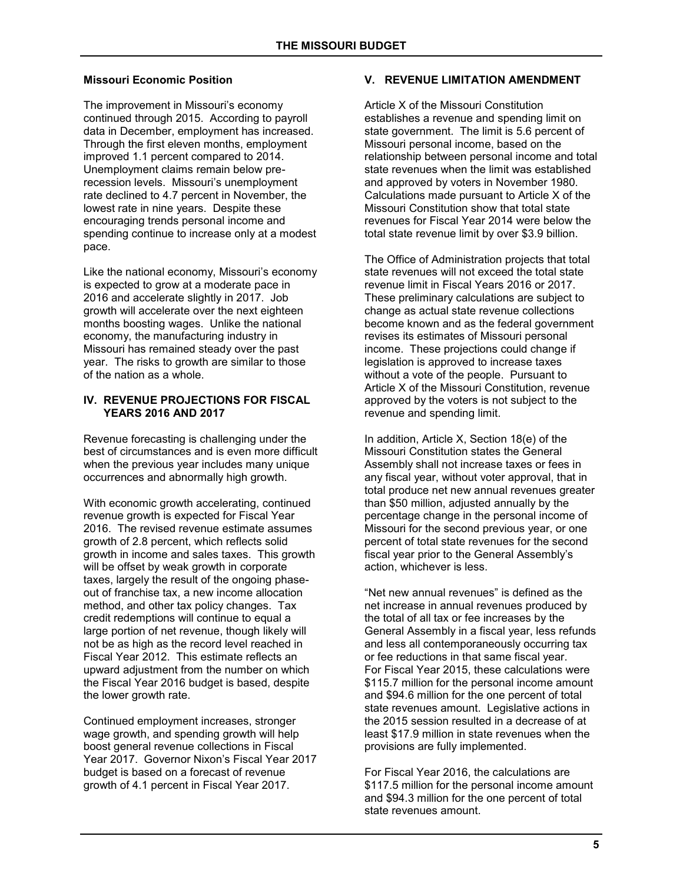### Missouri Economic Position

The improvement in Missouri's economy continued through 2015. According to payroll data in December, employment has increased. Through the first eleven months, employment improved 1.1 percent compared to 2014. Unemployment claims remain below pre-recession levels. Missouri's unemployment rate declined to 4.7 percent in November, the lowest rate in nine years. Despite these encouraging trends personal income and spending continue to increase only at a modest pace.

Like the national economy, Missouri's economy is expected to grow at a moderate pace in 2016 and accelerate slightly in 2017. Job growth will accelerate over the next eighteen months boosting wages. Unlike the national economy, the manufacturing industry in Missouri has remained steady over the past year. The risks to growth are similar to those of the nation as a whole.

## IV. REVENUE PROJECTIONS FOR FISCAL YEARS 2016 AND 2017

Revenue forecasting is challenging under the best of circumstances and is even more difficult when the previous year includes many unique occurrences and abnormally high growth.

With economic growth accelerating, continued revenue growth is expected for Fiscal Year 2016. The revised revenue estimate assumes growth of 2.8 percent, which reflects solid growth in income and sales taxes. This growth will be offset by weak growth in corporate taxes, largely the result of the ongoing phase-out of franchise tax, a new income allocation method, and other tax policy changes. Tax credit redemptions will continue to equal a large portion of net revenue, though likely will not be as high as the record level reached in Fiscal Year 2012. This estimate reflects an upward adjustment from the number on which the Fiscal Year 2016 budget is based, despite the lower growth rate.

Continued employment increases, stronger wage growth, and spending growth will help boost general revenue collections in Fiscal Year 2017. Governor Nixon's Fiscal Year 2017 budget is based on a forecast of revenue growth of 4.1 percent in Fiscal Year 2017.

## V. REVENUE LIMITATION AMENDMENT

Article X of the Missouri Constitution establishes a revenue and spending limit on state government. The limit is 5.6 percent of Missouri personal income, based on the relationship between personal income and total state revenues when the limit was established and approved by voters in November 1980. Calculations made pursuant to Article X of the Missouri Constitution show that total state revenues for Fiscal Year 2014 were below the total state revenue limit by over $3.9 billion.

The Office of Administration projects that total state revenues will not exceed the total state revenue limit in Fiscal Years 2016 or 2017. These preliminary calculations are subject to change as actual state revenue collections become known and as the federal government revises its estimates of Missouri personal income. These projections could change if legislation is approved to increase taxes without a vote of the people. Pursuant to Article X of the Missouri Constitution, revenue approved by the voters is not subject to the revenue and spending limit.

In addition, Article X, Section 18(e) of the Missouri Constitution states the General Assembly shall not increase taxes or fees in any fiscal year, without voter approval, that in total produce net new annual revenues greater than $50 million, adjusted annually by the percentage change in the personal income of Missouri for the second previous year, or one percent of total state revenues for the second fiscal year prior to the General Assembly's action, whichever is less.

"Net new annual revenues" is defined as the net increase in annual revenues produced by the total of all tax or fee increases by the General Assembly in a fiscal year, less refunds and less all contemporaneously occurring tax or fee reductions in that same fiscal year. For Fiscal Year 2015, these calculations were $115.7 million for the personal income amount and $94.6 million for the one percent of total state revenues amount. Legislative actions in the 2015 session resulted in a decrease of at least $17.9 million in state revenues when the provisions are fully implemented.

For Fiscal Year 2016, the calculations are $117.5 million for the personal income amount and $94.3 million for the one percent of total state revenues amount.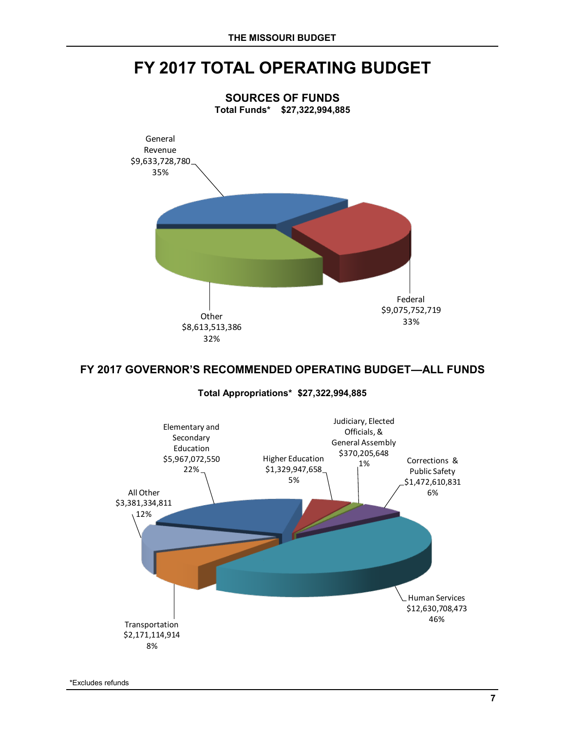# FY 2017 TOTAL OPERATING BUDGET

## SOURCES OF FUNDS

**Total Funds* $27,322,994,885**

General Revenue
$9,633,728,780
35%

Federal
$9,075,752,719
33%

Other
$8,613,513,386
32%

## FY 2017 GOVERNOR'S RECOMMENDED OPERATING BUDGET—ALL FUNDS

**Total Appropriations* $27,322,994,885**

Elementary and Secondary Education
$5,967,072,550
22%

Higher Education
$1,329,947,658
5%

Judiciary, Elected Officials, & General Assembly
$370,205,648
1%

Corrections & Public Safety
$1,472,610,831
6%

Human Services
$12,630,708,473
46%

Transportation
$2,171,114,914
8%

All Other
$3,381,334,811
12%

*Excludes refunds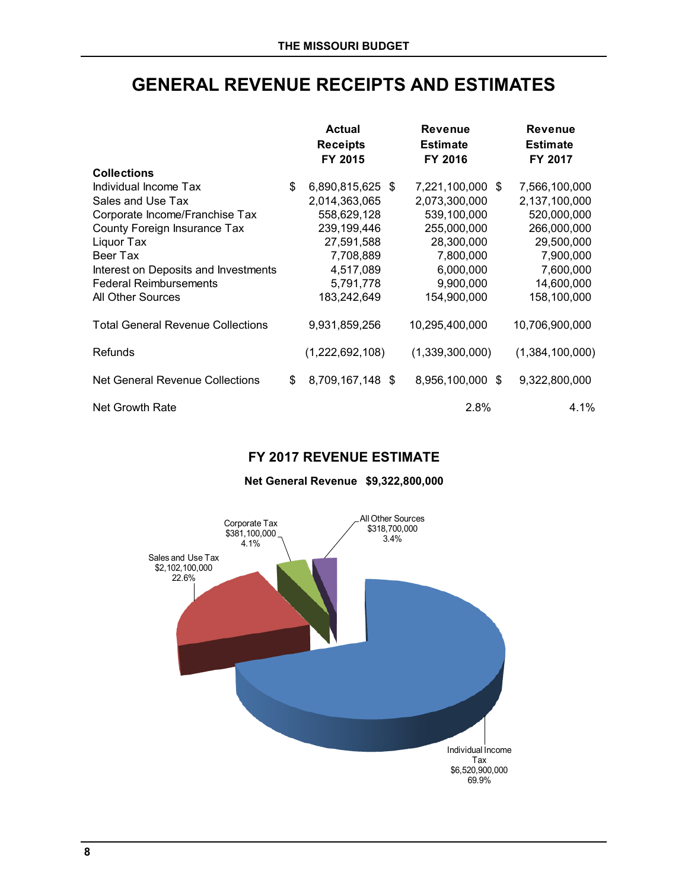# GENERAL REVENUE RECEIPTS AND ESTIMATES

| Collections | Actual Receipts FY 2015 | Revenue Estimate FY 2016 | Revenue Estimate FY 2017 |
|---|---|---|---|
| Individual Income Tax | $ 6,890,815,625 | $ 7,221,100,000 | $ 7,566,100,000 |
| Sales and Use Tax | 2,014,363,065 | 2,073,300,000 | 2,137,100,000 |
| Corporate Income/Franchise Tax | 558,629,128 | 539,100,000 | 520,000,000 |
| County Foreign Insurance Tax | 239,199,446 | 255,000,000 | 266,000,000 |
| Liquor Tax | 27,591,588 | 28,300,000 | 29,500,000 |
| Beer Tax | 7,708,889 | 7,800,000 | 7,900,000 |
| Interest on Deposits and Investments | 4,517,089 | 6,000,000 | 7,600,000 |
| Federal Reimbursements | 5,791,778 | 9,900,000 | 14,600,000 |
| All Other Sources | 183,242,649 | 154,900,000 | 158,100,000 |
| Total General Revenue Collections | 9,931,859,256 | 10,295,400,000 | 10,706,900,000 |
| Refunds | (1,222,692,108) | (1,339,300,000) | (1,384,100,000) |
| Net General Revenue Collections | $ 8,709,167,148 | $ 8,956,100,000 | $ 9,322,800,000 |
| Net Growth Rate | | 2.8% | 4.1% |

## FY 2017 REVENUE ESTIMATE

**Net General Revenue $9,322,800,000**

Individual Income Tax $6,520,900,000 69.9%

Sales and Use Tax $2,102,100,000 22.6%

Corporate Tax $381,100,000 4.1%

All Other Sources $318,700,000 3.4%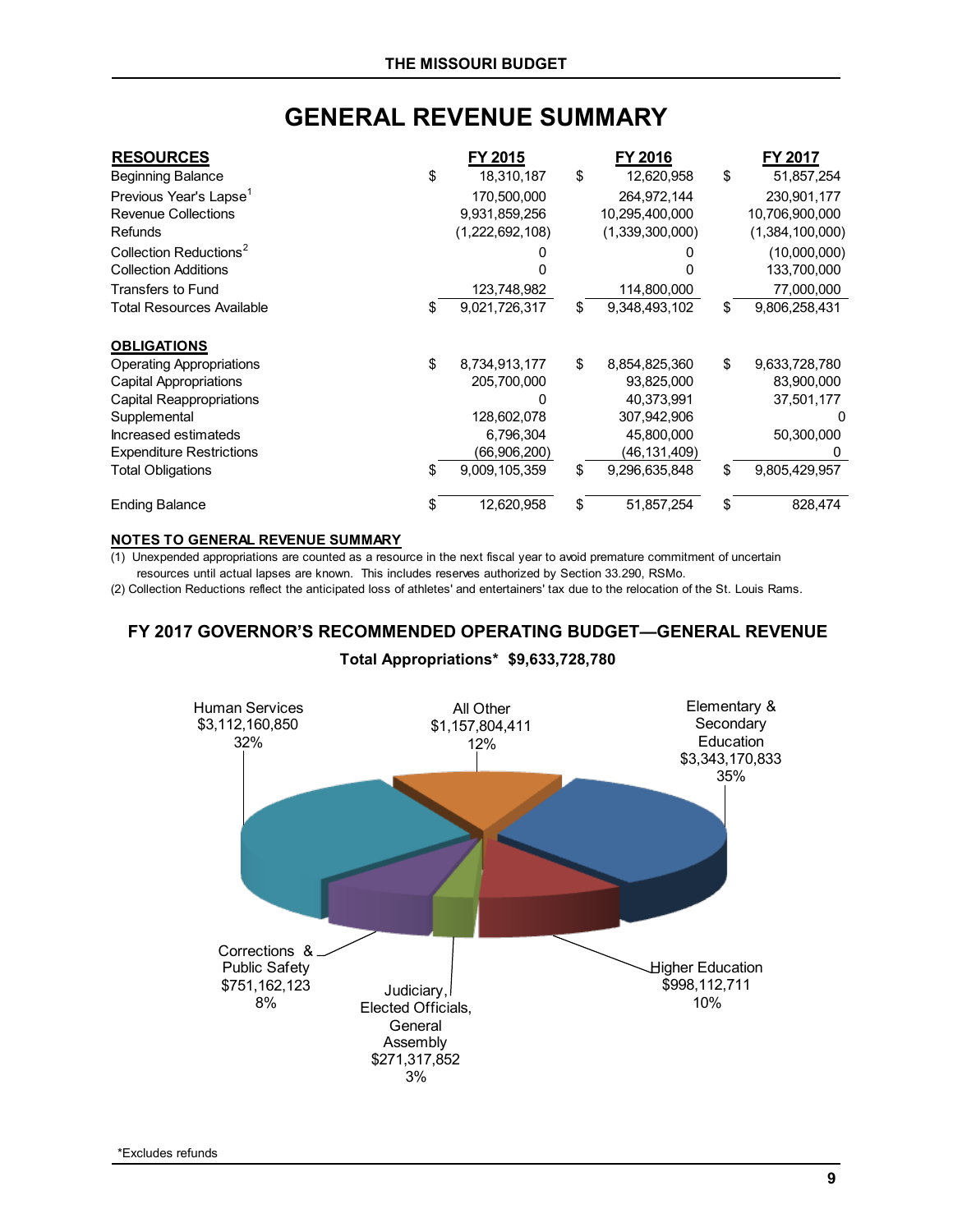# GENERAL REVENUE SUMMARY

| RESOURCES | FY 2015 | FY 2016 | FY 2017 |
|---|---|---|---|
| Beginning Balance | $ 18,310,187 | $ 12,620,958 | $ 51,857,254 |
| Previous Year's Lapse[1] | 170,500,000 | 264,972,144 | 230,901,177 |
| Revenue Collections | 9,931,859,256 | 10,295,400,000 | 10,706,900,000 |
| Refunds | (1,222,692,108) | (1,339,300,000) | (1,384,100,000) |
| Collection Reductions[2] | 0 | 0 | (10,000,000) |
| Collection Additions | 0 | 0 | 133,700,000 |
| Transfers to Fund | 123,748,982 | 114,800,000 | 77,000,000 |
| Total Resources Available | $ 9,021,726,317 | $ 9,348,493,102 | $ 9,806,258,431 |
| **OBLIGATIONS** | | | |
| Operating Appropriations | $ 8,734,913,177 | $ 8,854,825,360 | $ 9,633,728,780 |
| Capital Appropriations | 205,700,000 | 93,825,000 | 83,900,000 |
| Capital Reappropriations | 0 | 40,373,991 | 37,501,177 |
| Supplemental | 128,602,078 | 307,942,906 | 0 |
| Increased estimateds | 6,796,304 | 45,800,000 | 50,300,000 |
| Expenditure Restrictions | (66,906,200) | (46,131,409) | 0 |
| Total Obligations | $ 9,009,105,359 | $ 9,296,635,848 | $ 9,805,429,957 |
| Ending Balance | $ 12,620,958 | $ 51,857,254 | $ 828,474 |

**NOTES TO GENERAL REVENUE SUMMARY**

(1) Unexpended appropriations are counted as a resource in the next fiscal year to avoid premature commitment of uncertain resources until actual lapses are known. This includes reserves authorized by Section 33.290, RSMo.

(2) Collection Reductions reflect the anticipated loss of athletes' and entertainers' tax due to the relocation of the St. Louis Rams.

## FY 2017 GOVERNOR'S RECOMMENDED OPERATING BUDGET—GENERAL REVENUE

**Total Appropriations* $9,633,728,780**

| Category | Amount | Percent |
|---|---|---|
| Human Services | $3,112,160,850 | 32% |
| All Other | $1,157,804,411 | 12% |
| Elementary & Secondary Education | $3,343,170,833 | 35% |
| Higher Education | $998,112,711 | 10% |
| Judiciary, Elected Officials, General Assembly | $271,317,852 | 3% |
| Corrections & Public Safety | $751,162,123 | 8% |

*Excludes refunds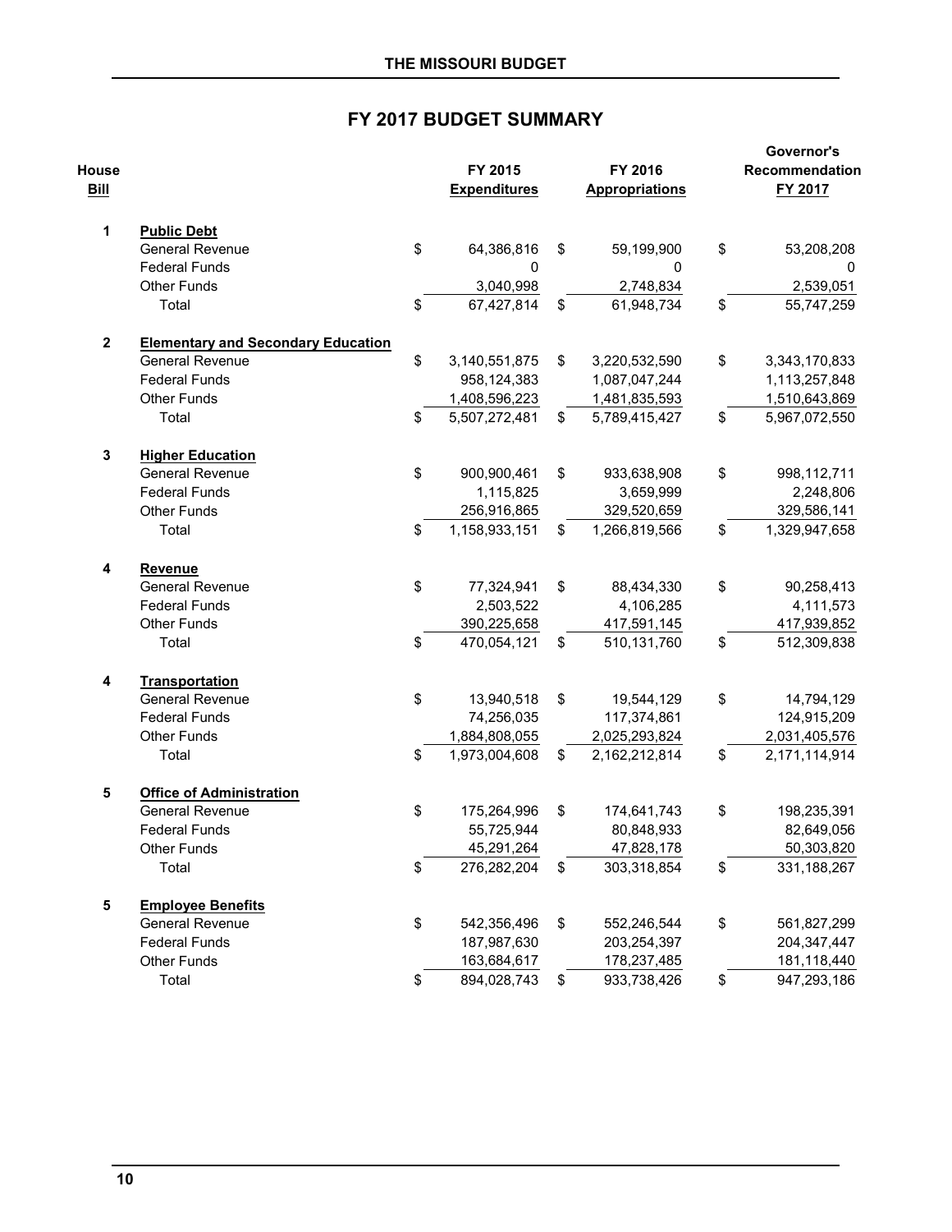# FY 2017 BUDGET SUMMARY

| House Bill | | FY 2015 Expenditures | FY 2016 Appropriations | Governor's Recommendation FY 2017 |
|---|---|---|---|---|
| 1 | **Public Debt** | | | |
| | General Revenue | $ 64,386,816 | $ 59,199,900 | $ 53,208,208 |
| | Federal Funds | 0 | 0 | 0 |
| | Other Funds | 3,040,998 | 2,748,834 | 2,539,051 |
| | Total | $ 67,427,814 | $ 61,948,734 | $ 55,747,259 |
| 2 | **Elementary and Secondary Education** | | | |
| | General Revenue | $ 3,140,551,875 | $ 3,220,532,590 | $ 3,343,170,833 |
| | Federal Funds | 958,124,383 | 1,087,047,244 | 1,113,257,848 |
| | Other Funds | 1,408,596,223 | 1,481,835,593 | 1,510,643,869 |
| | Total | $ 5,507,272,481 | $ 5,789,415,427 | $ 5,967,072,550 |
| 3 | **Higher Education** | | | |
| | General Revenue | $ 900,900,461 | $ 933,638,908 | $ 998,112,711 |
| | Federal Funds | 1,115,825 | 3,659,999 | 2,248,806 |
| | Other Funds | 256,916,865 | 329,520,659 | 329,586,141 |
| | Total | $ 1,158,933,151 | $ 1,266,819,566 | $ 1,329,947,658 |
| 4 | **Revenue** | | | |
| | General Revenue | $ 77,324,941 | $ 88,434,330 | $ 90,258,413 |
| | Federal Funds | 2,503,522 | 4,106,285 | 4,111,573 |
| | Other Funds | 390,225,658 | 417,591,145 | 417,939,852 |
| | Total | $ 470,054,121 | $ 510,131,760 | $ 512,309,838 |
| 4 | **Transportation** | | | |
| | General Revenue | $ 13,940,518 | $ 19,544,129 | $ 14,794,129 |
| | Federal Funds | 74,256,035 | 117,374,861 | 124,915,209 |
| | Other Funds | 1,884,808,055 | 2,025,293,824 | 2,031,405,576 |
| | Total | $ 1,973,004,608 | $ 2,162,212,814 | $ 2,171,114,914 |
| 5 | **Office of Administration** | | | |
| | General Revenue | $ 175,264,996 | $ 174,641,743 | $ 198,235,391 |
| | Federal Funds | 55,725,944 | 80,848,933 | 82,649,056 |
| | Other Funds | 45,291,264 | 47,828,178 | 50,303,820 |
| | Total | $ 276,282,204 | $ 303,318,854 | $ 331,188,267 |
| 5 | **Employee Benefits** | | | |
| | General Revenue | $ 542,356,496 | $ 552,246,544 | $ 561,827,299 |
| | Federal Funds | 187,987,630 | 203,254,397 | 204,347,447 |
| | Other Funds | 163,684,617 | 178,237,485 | 181,118,440 |
| | Total | $ 894,028,743 | $ 933,738,426 | $ 947,293,186 |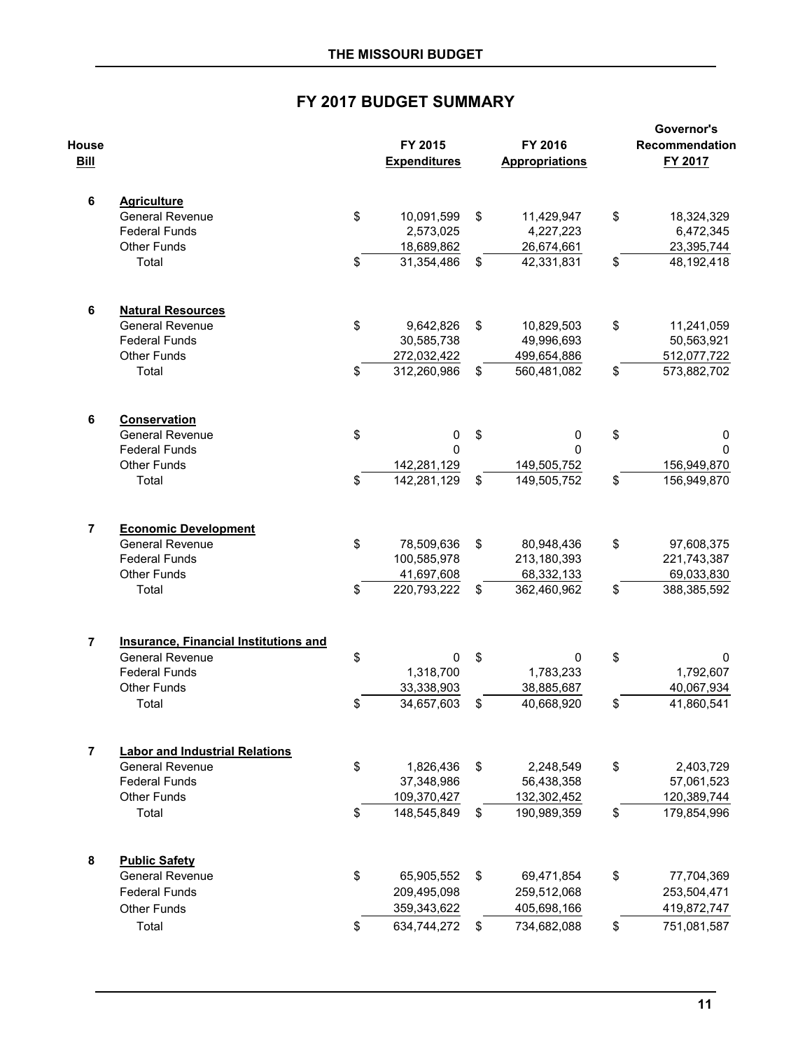## FY 2017 BUDGET SUMMARY

| House Bill | | FY 2015 Expenditures | FY 2016 Appropriations | Governor's Recommendation FY 2017 |
|---|---|---|---|---|
| 6 | **Agriculture** | | | |
| | General Revenue | $ 10,091,599 | $ 11,429,947 | $ 18,324,329 |
| | Federal Funds | 2,573,025 | 4,227,223 | 6,472,345 |
| | Other Funds | 18,689,862 | 26,674,661 | 23,395,744 |
| | Total | $ 31,354,486 | $ 42,331,831 | $ 48,192,418 |
| 6 | **Natural Resources** | | | |
| | General Revenue | $ 9,642,826 | $ 10,829,503 | $ 11,241,059 |
| | Federal Funds | 30,585,738 | 49,996,693 | 50,563,921 |
| | Other Funds | 272,032,422 | 499,654,886 | 512,077,722 |
| | Total | $ 312,260,986 | $ 560,481,082 | $ 573,882,702 |
| 6 | **Conservation** | | | |
| | General Revenue | $ 0 | $ 0 | $ 0 |
| | Federal Funds | 0 | 0 | 0 |
| | Other Funds | 142,281,129 | 149,505,752 | 156,949,870 |
| | Total | $ 142,281,129 | $ 149,505,752 | $ 156,949,870 |
| 7 | **Economic Development** | | | |
| | General Revenue | $ 78,509,636 | $ 80,948,436 | $ 97,608,375 |
| | Federal Funds | 100,585,978 | 213,180,393 | 221,743,387 |
| | Other Funds | 41,697,608 | 68,332,133 | 69,033,830 |
| | Total | $ 220,793,222 | $ 362,460,962 | $ 388,385,592 |
| 7 | **Insurance, Financial Institutions and** | | | |
| | General Revenue | $ 0 | $ 0 | $ 0 |
| | Federal Funds | 1,318,700 | 1,783,233 | 1,792,607 |
| | Other Funds | 33,338,903 | 38,885,687 | 40,067,934 |
| | Total | $ 34,657,603 | $ 40,668,920 | $ 41,860,541 |
| 7 | **Labor and Industrial Relations** | | | |
| | General Revenue | $ 1,826,436 | $ 2,248,549 | $ 2,403,729 |
| | Federal Funds | 37,348,986 | 56,438,358 | 57,061,523 |
| | Other Funds | 109,370,427 | 132,302,452 | 120,389,744 |
| | Total | $ 148,545,849 | $ 190,989,359 | $ 179,854,996 |
| 8 | **Public Safety** | | | |
| | General Revenue | $ 65,905,552 | $ 69,471,854 | $ 77,704,369 |
| | Federal Funds | 209,495,098 | 259,512,068 | 253,504,471 |
| | Other Funds | 359,343,622 | 405,698,166 | 419,872,747 |
| | Total | $ 634,744,272 | $ 734,682,088 | $ 751,081,587 |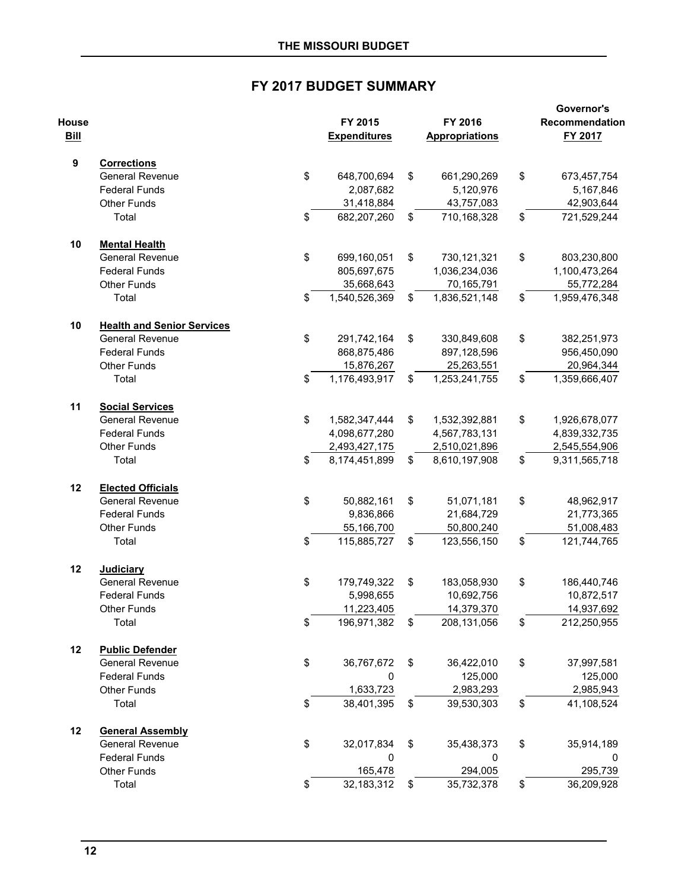## FY 2017 BUDGET SUMMARY

| House Bill | | FY 2015 Expenditures | FY 2016 Appropriations | Governor's Recommendation FY 2017 |
|---|---|---|---|---|
| 9 | **Corrections** | | | |
| | General Revenue | $ 648,700,694 | $ 661,290,269 | $ 673,457,754 |
| | Federal Funds | 2,087,682 | 5,120,976 | 5,167,846 |
| | Other Funds | 31,418,884 | 43,757,083 | 42,903,644 |
| | Total | $ 682,207,260 | $ 710,168,328 | $ 721,529,244 |
| 10 | **Mental Health** | | | |
| | General Revenue | $ 699,160,051 | $ 730,121,321 | $ 803,230,800 |
| | Federal Funds | 805,697,675 | 1,036,234,036 | 1,100,473,264 |
| | Other Funds | 35,668,643 | 70,165,791 | 55,772,284 |
| | Total | $ 1,540,526,369 | $ 1,836,521,148 | $ 1,959,476,348 |
| 10 | **Health and Senior Services** | | | |
| | General Revenue | $ 291,742,164 | $ 330,849,608 | $ 382,251,973 |
| | Federal Funds | 868,875,486 | 897,128,596 | 956,450,090 |
| | Other Funds | 15,876,267 | 25,263,551 | 20,964,344 |
| | Total | $ 1,176,493,917 | $ 1,253,241,755 | $ 1,359,666,407 |
| 11 | **Social Services** | | | |
| | General Revenue | $ 1,582,347,444 | $ 1,532,392,881 | $ 1,926,678,077 |
| | Federal Funds | 4,098,677,280 | 4,567,783,131 | 4,839,332,735 |
| | Other Funds | 2,493,427,175 | 2,510,021,896 | 2,545,554,906 |
| | Total | $ 8,174,451,899 | $ 8,610,197,908 | $ 9,311,565,718 |
| 12 | **Elected Officials** | | | |
| | General Revenue | $ 50,882,161 | $ 51,071,181 | $ 48,962,917 |
| | Federal Funds | 9,836,866 | 21,684,729 | 21,773,365 |
| | Other Funds | 55,166,700 | 50,800,240 | 51,008,483 |
| | Total | $ 115,885,727 | $ 123,556,150 | $ 121,744,765 |
| 12 | **Judiciary** | | | |
| | General Revenue | $ 179,749,322 | $ 183,058,930 | $ 186,440,746 |
| | Federal Funds | 5,998,655 | 10,692,756 | 10,872,517 |
| | Other Funds | 11,223,405 | 14,379,370 | 14,937,692 |
| | Total | $ 196,971,382 | $ 208,131,056 | $ 212,250,955 |
| 12 | **Public Defender** | | | |
| | General Revenue | $ 36,767,672 | $ 36,422,010 | $ 37,997,581 |
| | Federal Funds | 0 | 125,000 | 125,000 |
| | Other Funds | 1,633,723 | 2,983,293 | 2,985,943 |
| | Total | $ 38,401,395 | $ 39,530,303 | $ 41,108,524 |
| 12 | **General Assembly** | | | |
| | General Revenue | $ 32,017,834 | $ 35,438,373 | $ 35,914,189 |
| | Federal Funds | 0 | 0 | 0 |
| | Other Funds | 165,478 | 294,005 | 295,739 |
| | Total | $ 32,183,312 | $ 35,732,378 | $ 36,209,928 |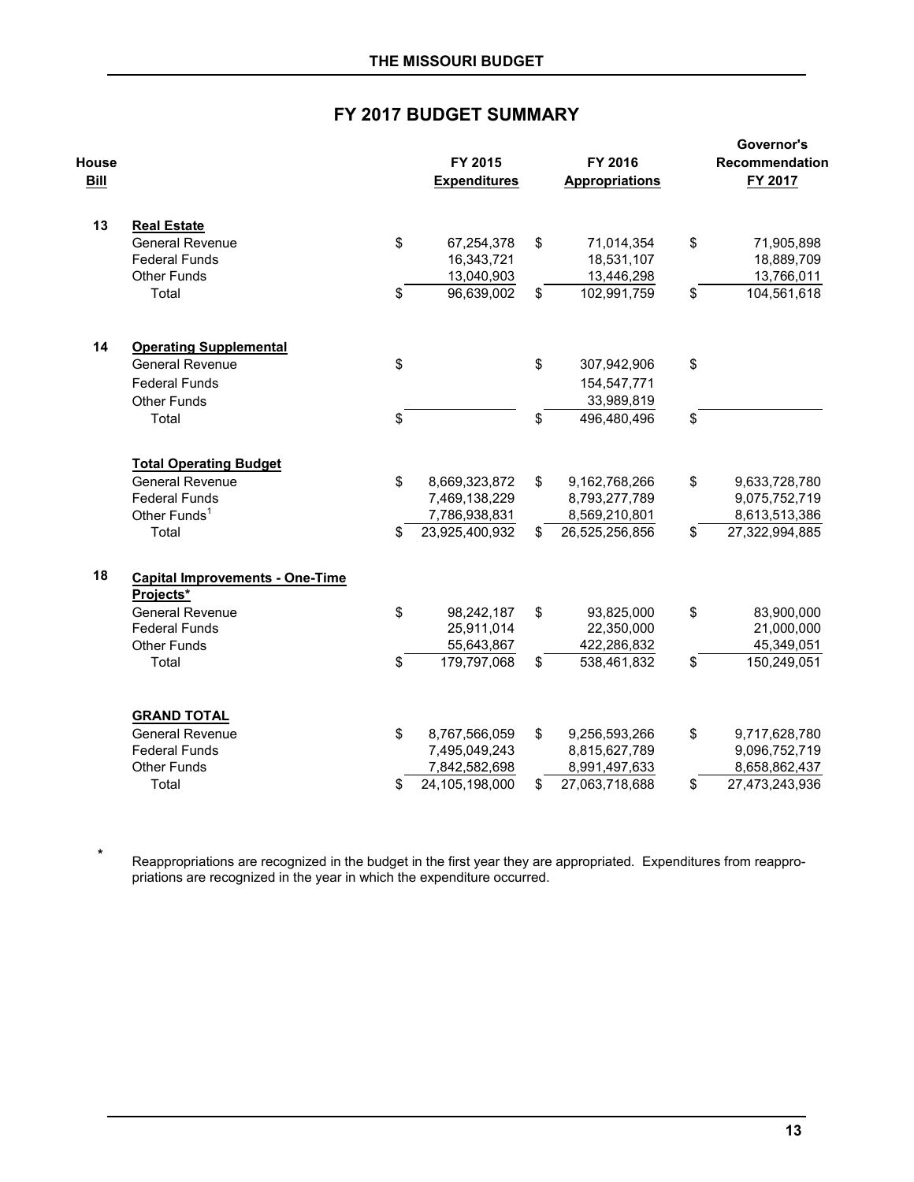# FY 2017 BUDGET SUMMARY

| House Bill | | FY 2015 Expenditures | FY 2016 Appropriations | Governor's Recommendation FY 2017 |
|---|---|---|---|---|
| 13 | **Real Estate** | | | |
| | General Revenue | $ 67,254,378 | $ 71,014,354 | $ 71,905,898 |
| | Federal Funds | 16,343,721 | 18,531,107 | 18,889,709 |
| | Other Funds | 13,040,903 | 13,446,298 | 13,766,011 |
| | Total | $ 96,639,002 | $ 102,991,759 | $ 104,561,618 |
| 14 | **Operating Supplemental** | | | |
| | General Revenue | $ | $ 307,942,906 | $ |
| | Federal Funds | | 154,547,771 | |
| | Other Funds | | 33,989,819 | |
| | Total | $ | $ 496,480,496 | $ |
| | **Total Operating Budget** | | | |
| | General Revenue | $ 8,669,323,872 | $ 9,162,768,266 | $ 9,633,728,780 |
| | Federal Funds | 7,469,138,229 | 8,793,277,789 | 9,075,752,719 |
| | Other Funds[1] | 7,786,938,831 | 8,569,210,801 | 8,613,513,386 |
| | Total | $ 23,925,400,932 | $ 26,525,256,856 | $ 27,322,994,885 |
| 18 | **Capital Improvements - One-Time Projects*** | | | |
| | General Revenue | $ 98,242,187 | $ 93,825,000 | $ 83,900,000 |
| | Federal Funds | 25,911,014 | 22,350,000 | 21,000,000 |
| | Other Funds | 55,643,867 | 422,286,832 | 45,349,051 |
| | Total | $ 179,797,068 | $ 538,461,832 | $ 150,249,051 |
| | **GRAND TOTAL** | | | |
| | General Revenue | $ 8,767,566,059 | $ 9,256,593,266 | $ 9,717,628,780 |
| | Federal Funds | 7,495,049,243 | 8,815,627,789 | 9,096,752,719 |
| | Other Funds | 7,842,582,698 | 8,991,497,633 | 8,658,862,437 |
| | Total | $ 24,105,198,000 | $ 27,063,718,688 | $ 27,473,243,936 |

\* Reappropriations are recognized in the budget in the first year they are appropriated. Expenditures from reappropriations are recognized in the year in which the expenditure occurred.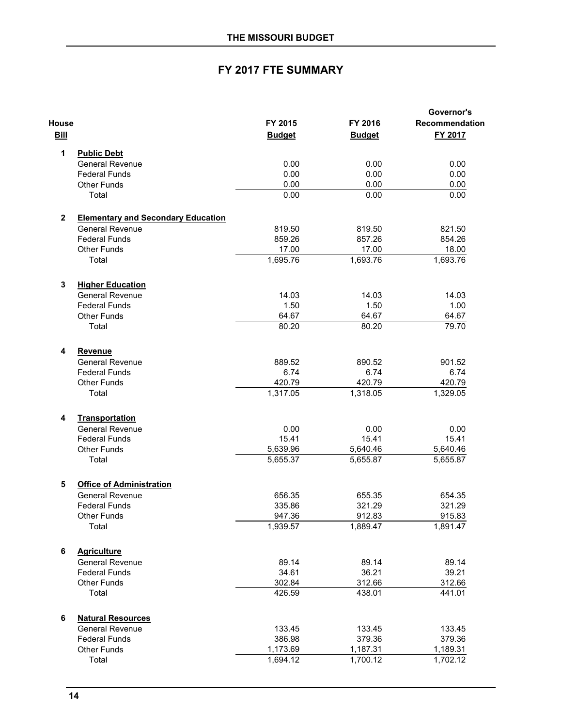## FY 2017 FTE SUMMARY

| House Bill | | FY 2015 Budget | FY 2016 Budget | Governor's Recommendation FY 2017 |
|---|---|---|---|---|
| 1 | **Public Debt** | | | |
| | General Revenue | 0.00 | 0.00 | 0.00 |
| | Federal Funds | 0.00 | 0.00 | 0.00 |
| | Other Funds | 0.00 | 0.00 | 0.00 |
| | Total | 0.00 | 0.00 | 0.00 |
| 2 | **Elementary and Secondary Education** | | | |
| | General Revenue | 819.50 | 819.50 | 821.50 |
| | Federal Funds | 859.26 | 857.26 | 854.26 |
| | Other Funds | 17.00 | 17.00 | 18.00 |
| | Total | 1,695.76 | 1,693.76 | 1,693.76 |
| 3 | **Higher Education** | | | |
| | General Revenue | 14.03 | 14.03 | 14.03 |
| | Federal Funds | 1.50 | 1.50 | 1.00 |
| | Other Funds | 64.67 | 64.67 | 64.67 |
| | Total | 80.20 | 80.20 | 79.70 |
| 4 | **Revenue** | | | |
| | General Revenue | 889.52 | 890.52 | 901.52 |
| | Federal Funds | 6.74 | 6.74 | 6.74 |
| | Other Funds | 420.79 | 420.79 | 420.79 |
| | Total | 1,317.05 | 1,318.05 | 1,329.05 |
| 4 | **Transportation** | | | |
| | General Revenue | 0.00 | 0.00 | 0.00 |
| | Federal Funds | 15.41 | 15.41 | 15.41 |
| | Other Funds | 5,639.96 | 5,640.46 | 5,640.46 |
| | Total | 5,655.37 | 5,655.87 | 5,655.87 |
| 5 | **Office of Administration** | | | |
| | General Revenue | 656.35 | 655.35 | 654.35 |
| | Federal Funds | 335.86 | 321.29 | 321.29 |
| | Other Funds | 947.36 | 912.83 | 915.83 |
| | Total | 1,939.57 | 1,889.47 | 1,891.47 |
| 6 | **Agriculture** | | | |
| | General Revenue | 89.14 | 89.14 | 89.14 |
| | Federal Funds | 34.61 | 36.21 | 39.21 |
| | Other Funds | 302.84 | 312.66 | 312.66 |
| | Total | 426.59 | 438.01 | 441.01 |
| 6 | **Natural Resources** | | | |
| | General Revenue | 133.45 | 133.45 | 133.45 |
| | Federal Funds | 386.98 | 379.36 | 379.36 |
| | Other Funds | 1,173.69 | 1,187.31 | 1,189.31 |
| | Total | 1,694.12 | 1,700.12 | 1,702.12 |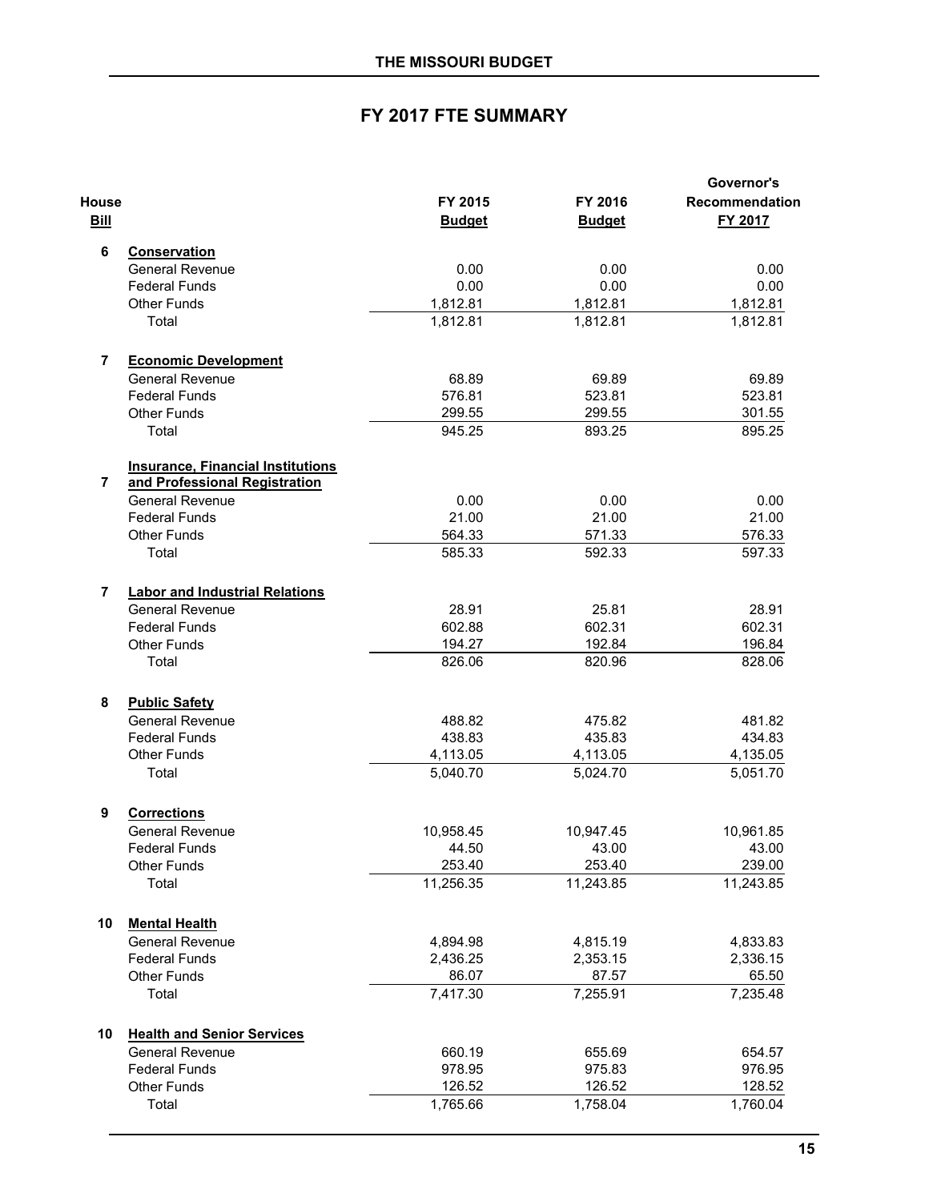# THE MISSOURI BUDGET

## FY 2017 FTE SUMMARY

| House Bill | | FY 2015 Budget | FY 2016 Budget | Governor's Recommendation FY 2017 |
|---|---|---|---|---|
| 6 | **Conservation** | | | |
| | General Revenue | 0.00 | 0.00 | 0.00 |
| | Federal Funds | 0.00 | 0.00 | 0.00 |
| | Other Funds | 1,812.81 | 1,812.81 | 1,812.81 |
| | Total | 1,812.81 | 1,812.81 | 1,812.81 |
| 7 | **Economic Development** | | | |
| | General Revenue | 68.89 | 69.89 | 69.89 |
| | Federal Funds | 576.81 | 523.81 | 523.81 |
| | Other Funds | 299.55 | 299.55 | 301.55 |
| | Total | 945.25 | 893.25 | 895.25 |
| 7 | **Insurance, Financial Institutions and Professional Registration** | | | |
| | General Revenue | 0.00 | 0.00 | 0.00 |
| | Federal Funds | 21.00 | 21.00 | 21.00 |
| | Other Funds | 564.33 | 571.33 | 576.33 |
| | Total | 585.33 | 592.33 | 597.33 |
| 7 | **Labor and Industrial Relations** | | | |
| | General Revenue | 28.91 | 25.81 | 28.91 |
| | Federal Funds | 602.88 | 602.31 | 602.31 |
| | Other Funds | 194.27 | 192.84 | 196.84 |
| | Total | 826.06 | 820.96 | 828.06 |
| 8 | **Public Safety** | | | |
| | General Revenue | 488.82 | 475.82 | 481.82 |
| | Federal Funds | 438.83 | 435.83 | 434.83 |
| | Other Funds | 4,113.05 | 4,113.05 | 4,135.05 |
| | Total | 5,040.70 | 5,024.70 | 5,051.70 |
| 9 | **Corrections** | | | |
| | General Revenue | 10,958.45 | 10,947.45 | 10,961.85 |
| | Federal Funds | 44.50 | 43.00 | 43.00 |
| | Other Funds | 253.40 | 253.40 | 239.00 |
| | Total | 11,256.35 | 11,243.85 | 11,243.85 |
| 10 | **Mental Health** | | | |
| | General Revenue | 4,894.98 | 4,815.19 | 4,833.83 |
| | Federal Funds | 2,436.25 | 2,353.15 | 2,336.15 |
| | Other Funds | 86.07 | 87.57 | 65.50 |
| | Total | 7,417.30 | 7,255.91 | 7,235.48 |
| 10 | **Health and Senior Services** | | | |
| | General Revenue | 660.19 | 655.69 | 654.57 |
| | Federal Funds | 978.95 | 975.83 | 976.95 |
| | Other Funds | 126.52 | 126.52 | 128.52 |
| | Total | 1,765.66 | 1,758.04 | 1,760.04 |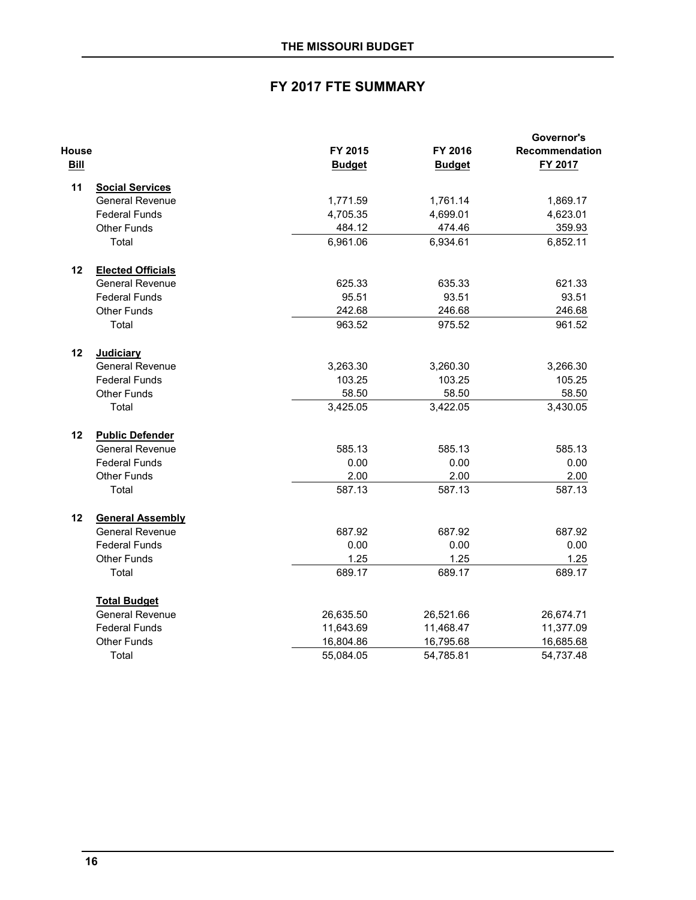## FY 2017 FTE SUMMARY

| House Bill | | FY 2015 Budget | FY 2016 Budget | Governor's Recommendation FY 2017 |
|---|---|---|---|---|
| 11 | **Social Services** | | | |
| | General Revenue | 1,771.59 | 1,761.14 | 1,869.17 |
| | Federal Funds | 4,705.35 | 4,699.01 | 4,623.01 |
| | Other Funds | 484.12 | 474.46 | 359.93 |
| | Total | 6,961.06 | 6,934.61 | 6,852.11 |
| 12 | **Elected Officials** | | | |
| | General Revenue | 625.33 | 635.33 | 621.33 |
| | Federal Funds | 95.51 | 93.51 | 93.51 |
| | Other Funds | 242.68 | 246.68 | 246.68 |
| | Total | 963.52 | 975.52 | 961.52 |
| 12 | **Judiciary** | | | |
| | General Revenue | 3,263.30 | 3,260.30 | 3,266.30 |
| | Federal Funds | 103.25 | 103.25 | 105.25 |
| | Other Funds | 58.50 | 58.50 | 58.50 |
| | Total | 3,425.05 | 3,422.05 | 3,430.05 |
| 12 | **Public Defender** | | | |
| | General Revenue | 585.13 | 585.13 | 585.13 |
| | Federal Funds | 0.00 | 0.00 | 0.00 |
| | Other Funds | 2.00 | 2.00 | 2.00 |
| | Total | 587.13 | 587.13 | 587.13 |
| 12 | **General Assembly** | | | |
| | General Revenue | 687.92 | 687.92 | 687.92 |
| | Federal Funds | 0.00 | 0.00 | 0.00 |
| | Other Funds | 1.25 | 1.25 | 1.25 |
| | Total | 689.17 | 689.17 | 689.17 |
| | **Total Budget** | | | |
| | General Revenue | 26,635.50 | 26,521.66 | 26,674.71 |
| | Federal Funds | 11,643.69 | 11,468.47 | 11,377.09 |
| | Other Funds | 16,804.86 | 16,795.68 | 16,685.68 |
| | Total | 55,084.05 | 54,785.81 | 54,737.48 |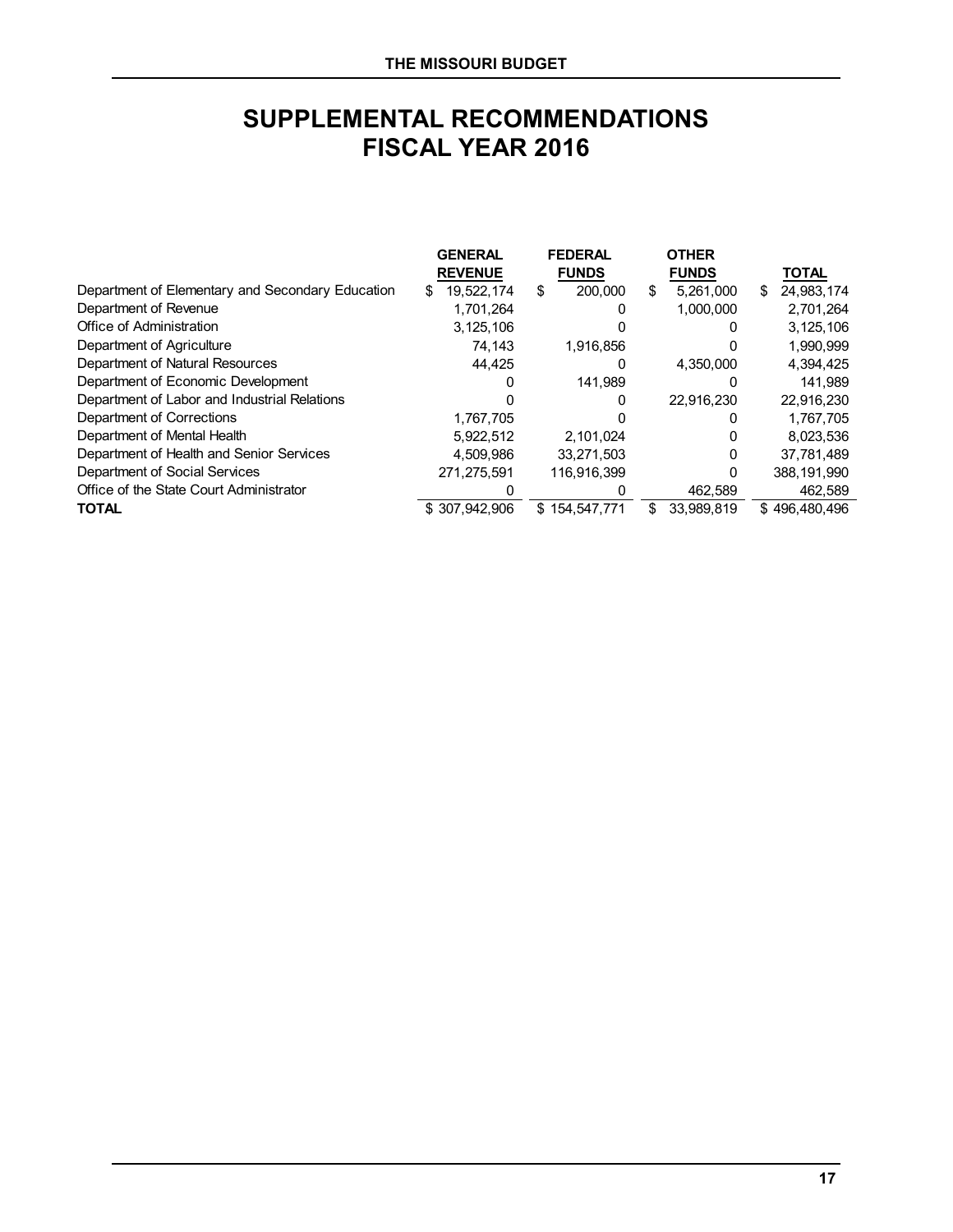# SUPPLEMENTAL RECOMMENDATIONS
# FISCAL YEAR 2016

| | GENERAL REVENUE | FEDERAL FUNDS | OTHER FUNDS | TOTAL |
|---|---|---|---|---|
| Department of Elementary and Secondary Education | $ 19,522,174 | $ 200,000 | $ 5,261,000 | $ 24,983,174 |
| Department of Revenue | 1,701,264 | 0 | 1,000,000 | 2,701,264 |
| Office of Administration | 3,125,106 | 0 | 0 | 3,125,106 |
| Department of Agriculture | 74,143 | 1,916,856 | 0 | 1,990,999 |
| Department of Natural Resources | 44,425 | 0 | 4,350,000 | 4,394,425 |
| Department of Economic Development | 0 | 141,989 | 0 | 141,989 |
| Department of Labor and Industrial Relations | 0 | 0 | 22,916,230 | 22,916,230 |
| Department of Corrections | 1,767,705 | 0 | 0 | 1,767,705 |
| Department of Mental Health | 5,922,512 | 2,101,024 | 0 | 8,023,536 |
| Department of Health and Senior Services | 4,509,986 | 33,271,503 | 0 | 37,781,489 |
| Department of Social Services | 271,275,591 | 116,916,399 | 0 | 388,191,990 |
| Office of the State Court Administrator | 0 | 0 | 462,589 | 462,589 |
| **TOTAL** | $ 307,942,906 | $ 154,547,771 | $ 33,989,819 | $ 496,480,496 |